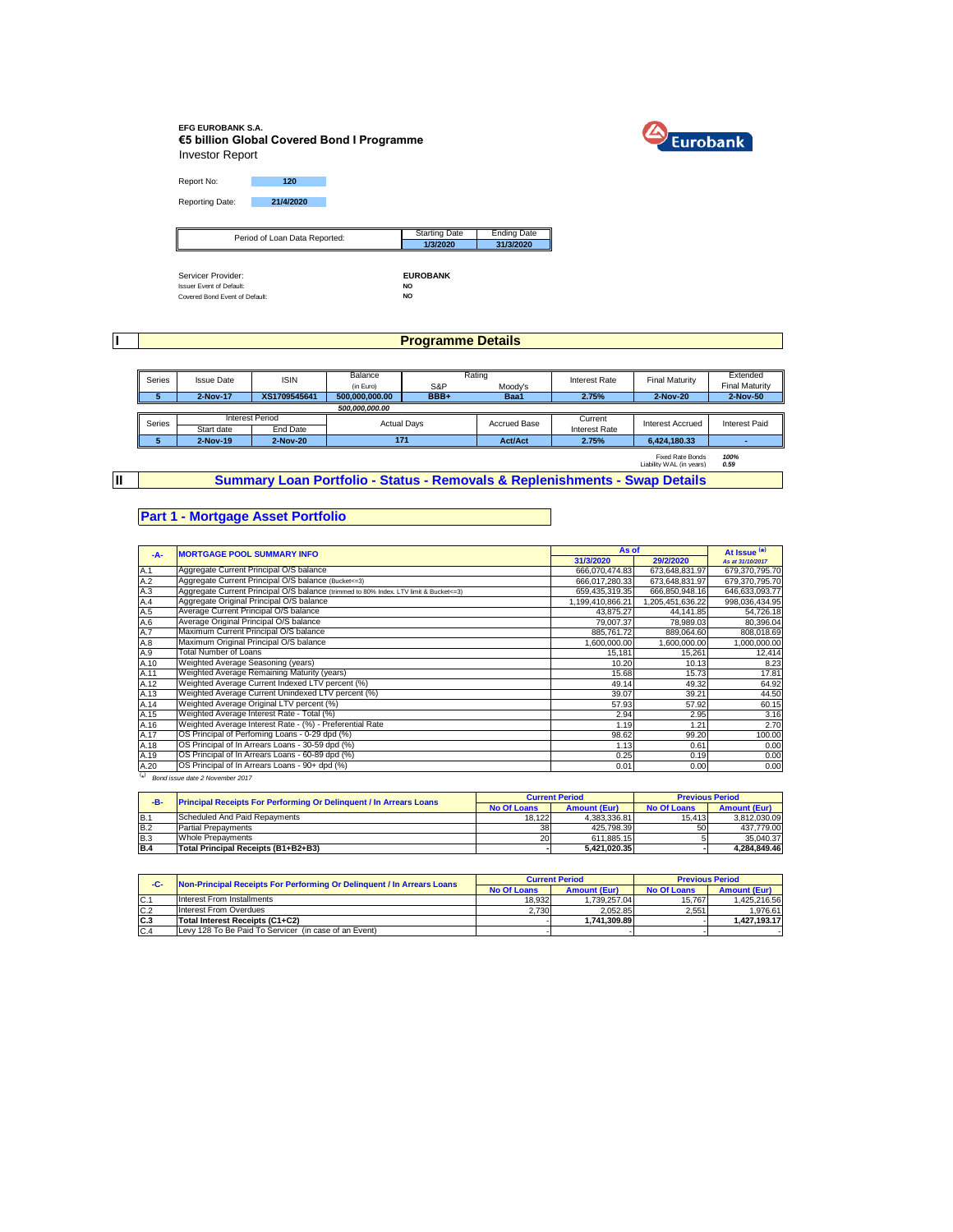**EFG EUROBANK S.A.**

**€5 billion Global Covered Bond I Programme**

Investor Report

| Report No: | 120 |
|---|---|
| Reporting Date: | 21/4/2020 |

| Period of Loan Data Reported: | Starting Date | Ending Date |
|---|---|---|
| | 1/3/2020 | 31/3/2020 |

| | |
|---|---|
| Servicer Provider: | EUROBANK |
| Issuer Event of Default: | NO |
| Covered Bond Event of Default: | NO |

# I Programme Details

| Series | Issue Date | ISIN | Balance (in Euro) | Rating S&P | Rating Moody's | Interest Rate | Final Maturity | Extended Final Maturity |
|---|---|---|---|---|---|---|---|---|
| 5 | 2-Nov-17 | XS1709545641 | 500,000,000.00 | BBB+ | Baa1 | 2.75% | 2-Nov-20 | 2-Nov-50 |
| | | | *500,000,000.00* | | | | | |

| Series | Interest Period Start date | Interest Period End Date | Actual Days | Accrued Base | Current Interest Rate | Interest Accrued | Interest Paid |
|---|---|---|---|---|---|---|---|
| 5 | 2-Nov-19 | 2-Nov-20 | 171 | Act/Act | 2.75% | 6,424,180.33 | - |

| | |
|---|---|
| Fixed Rate Bonds | *100%* |
| Liability WAL (in years) | *0.59* |

# II Summary Loan Portfolio - Status - Removals & Replenishments - Swap Details

## Part 1 - Mortgage Asset Portfolio

| -A- | MORTGAGE POOL SUMMARY INFO | As of 31/3/2020 | As of 29/2/2020 | At Issue (*) As at 31/10/2017 |
|---|---|---|---|---|
| A.1 | Aggregate Current Principal O/S balance | 666,070,474.83 | 673,648,831.97 | 679,370,795.70 |
| A.2 | Aggregate Current Principal O/S balance (Bucket<=3) | 666,017,280.33 | 673,648,831.97 | 679,370,795.70 |
| A.3 | Aggregate Current Principal O/S balance (trimmed to 80% Index. LTV limit & Bucket<=3) | 659,435,319.35 | 666,850,948.16 | 646,633,093.77 |
| A.4 | Aggregate Original Principal O/S balance | 1,199,410,866.21 | 1,205,451,636.22 | 998,036,434.95 |
| A.5 | Average Current Principal O/S balance | 43,875.27 | 44,141.85 | 54,726.18 |
| A.6 | Average Original Principal O/S balance | 79,007.37 | 78,989.03 | 80,396.04 |
| A.7 | Maximum Current Principal O/S balance | 885,761.72 | 889,064.60 | 808,018.69 |
| A.8 | Maximum Original Principal O/S balance | 1,600,000.00 | 1,600,000.00 | 1,000,000.00 |
| A.9 | Total Number of Loans | 15,181 | 15,261 | 12,414 |
| A.10 | Weighted Average Seasoning (years) | 10.20 | 10.13 | 8.23 |
| A.11 | Weighted Average Remaining Maturity (years) | 15.68 | 15.73 | 17.81 |
| A.12 | Weighted Average Current Indexed LTV percent (%) | 49.14 | 49.32 | 64.92 |
| A.13 | Weighted Average Current Unindexed LTV percent (%) | 39.07 | 39.21 | 44.50 |
| A.14 | Weighted Average Original LTV percent (%) | 57.93 | 57.92 | 60.15 |
| A.15 | Weighted Average Interest Rate - Total (%) | 2.94 | 2.95 | 3.16 |
| A.16 | Weighted Average Interest Rate - (%) - Preferential Rate | 1.19 | 1.21 | 2.70 |
| A.17 | OS Principal of Perfoming Loans - 0-29 dpd (%) | 98.62 | 99.20 | 100.00 |
| A.18 | OS Principal of In Arrears Loans - 30-59 dpd (%) | 1.13 | 0.61 | 0.00 |
| A.19 | OS Principal of In Arrears Loans - 60-89 dpd (%) | 0.25 | 0.19 | 0.00 |
| A.20 | OS Principal of In Arrears Loans - 90+ dpd (%) | 0.01 | 0.00 | 0.00 |

(*) *Bond issue date 2 November 2017*

| -B- | Principal Receipts For Performing Or Delinquent / In Arrears Loans | Current Period No Of Loans | Current Period Amount (Eur) | Previous Period No Of Loans | Previous Period Amount (Eur) |
|---|---|---|---|---|---|
| B.1 | Scheduled And Paid Repayments | 18,122 | 4,383,336.81 | 15,413 | 3,812,030.09 |
| B.2 | Partial Prepayments | 38 | 425,798.39 | 50 | 437,779.00 |
| B.3 | Whole Prepayments | 20 | 611,885.15 | 5 | 35,040.37 |
| **B.4** | **Total Principal Receipts (B1+B2+B3)** | - | **5,421,020.35** | - | **4,284,849.46** |

| -C- | Non-Principal Receipts For Performing Or Delinquent / In Arrears Loans | Current Period No Of Loans | Current Period Amount (Eur) | Previous Period No Of Loans | Previous Period Amount (Eur) |
|---|---|---|---|---|---|
| C.1 | Interest From Installments | 18,932 | 1,739,257.04 | 15,767 | 1,425,216.56 |
| C.2 | Interest From Overdues | 2,730 | 2,052.85 | 2,551 | 1,976.61 |
| **C.3** | **Total Interest Receipts (C1+C2)** | - | **1,741,309.89** | - | **1,427,193.17** |
| C.4 | Levy 128 To Be Paid To Servicer (in case of an Event) | - | - | - | - |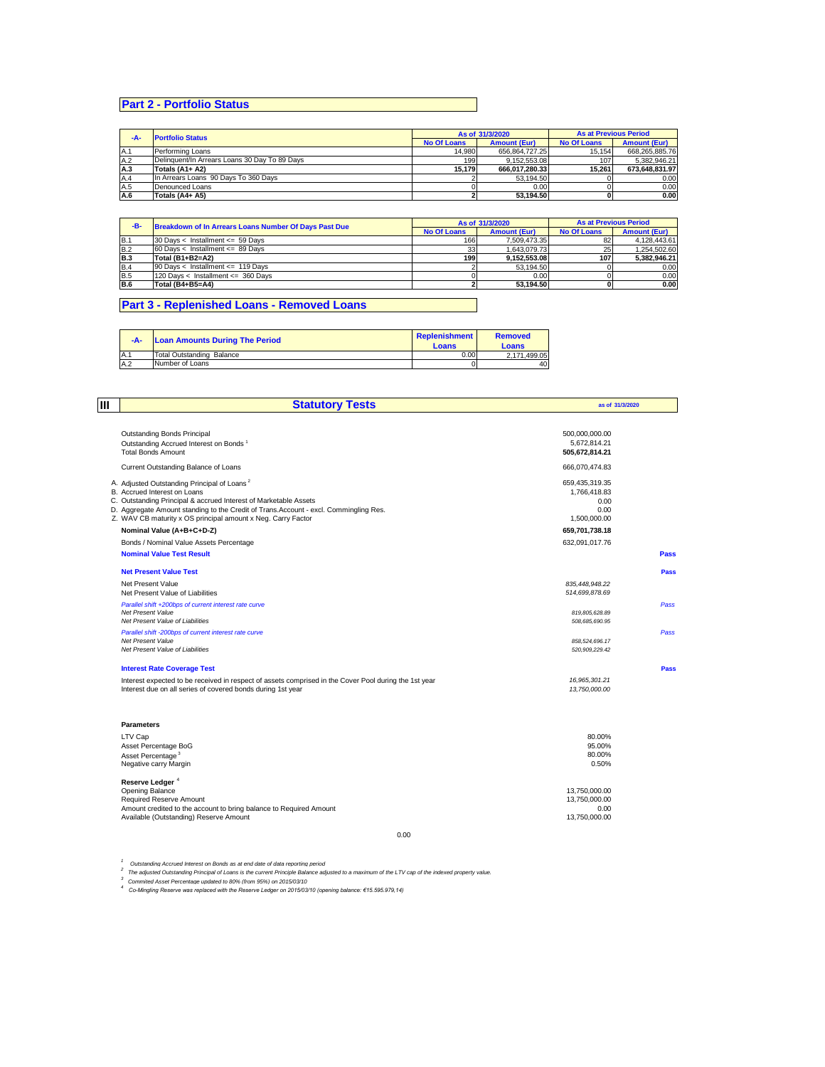## Part 2 - Portfolio Status

| -A- | Portfolio Status | As of 31/3/2020 | | As at Previous Period | |
|---|---|---|---|---|---|
| | | No Of Loans | Amount (Eur) | No Of Loans | Amount (Eur) |
| A.1 | Performing Loans | 14,980 | 656,864,727.25 | 15,154 | 668,265,885.76 |
| A.2 | Delinquent/In Arrears Loans 30 Day To 89 Days | 199 | 9,152,553.08 | 107 | 5,382,946.21 |
| **A.3** | **Totals (A1+ A2)** | **15,179** | **666,017,280.33** | **15,261** | **673,648,831.97** |
| A.4 | In Arrears Loans 90 Days To 360 Days | 2 | 53,194.50 | 0 | 0.00 |
| A.5 | Denounced Loans | 0 | 0.00 | 0 | 0.00 |
| **A.6** | **Totals (A4+ A5)** | **2** | **53,194.50** | **0** | **0.00** |

| -B- | Breakdown of In Arrears Loans Number Of Days Past Due | As of 31/3/2020 | | As at Previous Period | |
|---|---|---|---|---|---|
| | | No Of Loans | Amount (Eur) | No Of Loans | Amount (Eur) |
| B.1 | 30 Days < Installment <= 59 Days | 166 | 7,509,473.35 | 82 | 4,128,443.61 |
| B.2 | 60 Days < Installment <= 89 Days | 33 | 1,643,079.73 | 25 | 1,254,502.60 |
| **B.3** | **Total (B1+B2=A2)** | **199** | **9,152,553.08** | **107** | **5,382,946.21** |
| B.4 | 90 Days < Installment <= 119 Days | 2 | 53,194.50 | 0 | 0.00 |
| B.5 | 120 Days < Installment <= 360 Days | 0 | 0.00 | 0 | 0.00 |
| **B.6** | **Total (B4+B5=A4)** | **2** | **53,194.50** | **0** | **0.00** |

## Part 3 - Replenished Loans - Removed Loans

| -A- | Loan Amounts During The Period | Replenishment Loans | Removed Loans |
|---|---|---|---|
| A.1 | Total Outstanding Balance | 0.00 | 2,171,499.05 |
| A.2 | Number of Loans | 0 | 40 |

## III Statutory Tests

as of 31/3/2020

| | | |
|---|---|---|
| Outstanding Bonds Principal | 500,000,000.00 | |
| Outstanding Accrued Interest on Bonds [1] | 5,672,814.21 | |
| Total Bonds Amount | **505,672,814.21** | |
| Current Outstanding Balance of Loans | 666,070,474.83 | |
| A. Adjusted Outstanding Principal of Loans [2] | 659,435,319.35 | |
| B. Accrued Interest on Loans | 1,766,418.83 | |
| C. Outstanding Principal & accrued Interest of Marketable Assets | 0.00 | |
| D. Aggregate Amount standing to the Credit of Trans.Account - excl. Commingling Res. | 0.00 | |
| Z. WAV CB maturity x OS principal amount x Neg. Carry Factor | 1,500,000.00 | |
| **Nominal Value (A+B+C+D-Z)** | **659,701,738.18** | |
| Bonds / Nominal Value Assets Percentage | 632,091,017.76 | |
| **Nominal Value Test Result** | | **Pass** |
| **Net Present Value Test** | | **Pass** |
| Net Present Value | *835,448,948.22* | |
| Net Present Value of Liabilities | *514,699,878.69* | |
| *Parallel shift +200bps of current interest rate curve* | | *Pass* |
| *Net Present Value* | *819,805,628.89* | |
| *Net Present Value of Liabilities* | *508,685,690.95* | |
| *Parallel shift -200bps of current interest rate curve* | | *Pass* |
| *Net Present Value* | *858,524,696.17* | |
| *Net Present Value of Liabilities* | *520,909,229.42* | |
| **Interest Rate Coverage Test** | | **Pass** |
| Interest expected to be received in respect of assets comprised in the Cover Pool during the 1st year | *16,965,301.21* | |
| Interest due on all series of covered bonds during 1st year | *13,750,000.00* | |

**Parameters**

| | |
|---|---|
| LTV Cap | 80.00% |
| Asset Percentage BoG | 95.00% |
| Asset Percentage [3] | 80.00% |
| Negative carry Margin | 0.50% |

**Reserve Ledger** [4]

| | |
|---|---|
| Opening Balance | 13,750,000.00 |
| Required Reserve Amount | 13,750,000.00 |
| Amount credited to the account to bring balance to Required Amount | 0.00 |
| Available (Outstanding) Reserve Amount | 13,750,000.00 |

0.00

[1] *Outstanding Accrued Interest on Bonds as at end date of data reporting period*
[2] *The adjusted Outstanding Principal of Loans is the current Principle Balance adjusted to a maximum of the LTV cap of the indexed property value.*
[3] *Commited Asset Percentage updated to 80% (from 95%) on 2015/03/10*
[4] *Co-Mingling Reserve was replaced with the Reserve Ledger on 2015/03/10 (opening balance: €15,595,979.14)*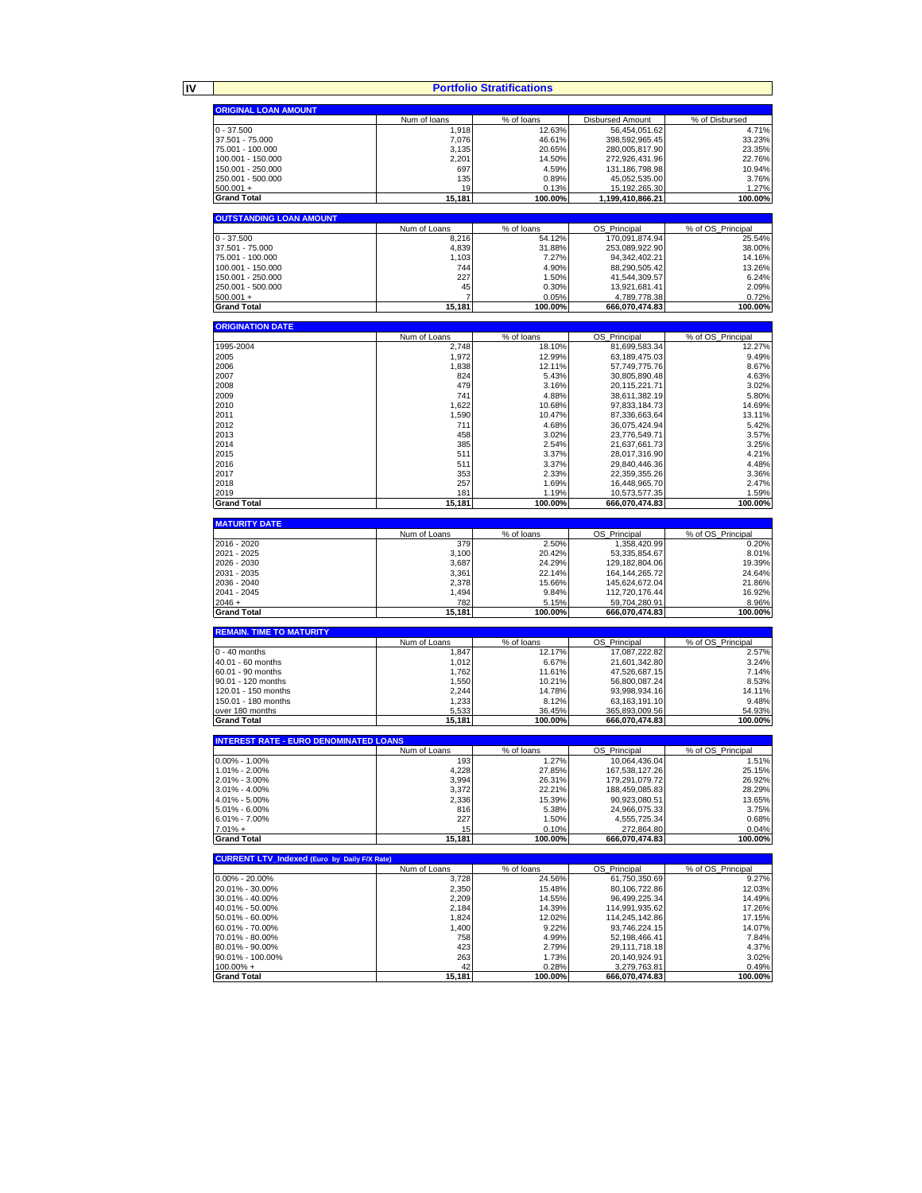## IV Portfolio Stratifications

### ORIGINAL LOAN AMOUNT

| | Num of loans | % of loans | Disbursed Amount | % of Disbursed |
|---|---|---|---|---|
| 0 - 37.500 | 1,918 | 12.63% | 56,454,051.62 | 4.71% |
| 37.501 - 75.000 | 7,076 | 46.61% | 398,592,965.45 | 33.23% |
| 75.001 - 100.000 | 3,135 | 20.65% | 280,005,817.90 | 23.35% |
| 100.001 - 150.000 | 2,201 | 14.50% | 272,926,431.96 | 22.76% |
| 150.001 - 250.000 | 697 | 4.59% | 131,186,798.98 | 10.94% |
| 250.001 - 500.000 | 135 | 0.89% | 45,052,535.00 | 3.76% |
| 500.001 + | 19 | 0.13% | 15,192,265.30 | 1.27% |
| **Grand Total** | **15,181** | **100.00%** | **1,199,410,866.21** | **100.00%** |

### OUTSTANDING LOAN AMOUNT

| | Num of Loans | % of loans | OS_Principal | % of OS_Principal |
|---|---|---|---|---|
| 0 - 37.500 | 8,216 | 54.12% | 170,091,874.94 | 25.54% |
| 37.501 - 75.000 | 4,839 | 31.88% | 253,089,922.90 | 38.00% |
| 75.001 - 100.000 | 1,103 | 7.27% | 94,342,402.21 | 14.16% |
| 100.001 - 150.000 | 744 | 4.90% | 88,290,505.42 | 13.26% |
| 150.001 - 250.000 | 227 | 1.50% | 41,544,309.57 | 6.24% |
| 250.001 - 500.000 | 45 | 0.30% | 13,921,681.41 | 2.09% |
| 500.001 + | 7 | 0.05% | 4,789,778.38 | 0.72% |
| **Grand Total** | **15,181** | **100.00%** | **666,070,474.83** | **100.00%** |

### ORIGINATION DATE

| | Num of Loans | % of loans | OS_Principal | % of OS_Principal |
|---|---|---|---|---|
| 1995-2004 | 2,748 | 18.10% | 81,699,583.34 | 12.27% |
| 2005 | 1,972 | 12.99% | 63,189,475.03 | 9.49% |
| 2006 | 1,838 | 12.11% | 57,749,775.76 | 8.67% |
| 2007 | 824 | 5.43% | 30,805,890.48 | 4.63% |
| 2008 | 479 | 3.16% | 20,115,221.71 | 3.02% |
| 2009 | 741 | 4.88% | 38,611,382.19 | 5.80% |
| 2010 | 1,622 | 10.68% | 97,833,184.73 | 14.69% |
| 2011 | 1,590 | 10.47% | 87,336,663.64 | 13.11% |
| 2012 | 711 | 4.68% | 36,075,424.94 | 5.42% |
| 2013 | 458 | 3.02% | 23,776,549.71 | 3.57% |
| 2014 | 385 | 2.54% | 21,637,661.73 | 3.25% |
| 2015 | 511 | 3.37% | 28,017,316.90 | 4.21% |
| 2016 | 511 | 3.37% | 29,840,446.36 | 4.48% |
| 2017 | 353 | 2.33% | 22,359,355.26 | 3.36% |
| 2018 | 257 | 1.69% | 16,448,965.70 | 2.47% |
| 2019 | 181 | 1.19% | 10,573,577.35 | 1.59% |
| **Grand Total** | **15,181** | **100.00%** | **666,070,474.83** | **100.00%** |

### MATURITY DATE

| | Num of Loans | % of loans | OS_Principal | % of OS_Principal |
|---|---|---|---|---|
| 2016 - 2020 | 379 | 2.50% | 1,358,420.99 | 0.20% |
| 2021 - 2025 | 3,100 | 20.42% | 53,335,854.67 | 8.01% |
| 2026 - 2030 | 3,687 | 24.29% | 129,182,804.06 | 19.39% |
| 2031 - 2035 | 3,361 | 22.14% | 164,144,265.72 | 24.64% |
| 2036 - 2040 | 2,378 | 15.66% | 145,624,672.04 | 21.86% |
| 2041 - 2045 | 1,494 | 9.84% | 112,720,176.44 | 16.92% |
| 2046 + | 782 | 5.15% | 59,704,280.91 | 8.96% |
| **Grand Total** | **15,181** | **100.00%** | **666,070,474.83** | **100.00%** |

### REMAIN. TIME TO MATURITY

| | Num of Loans | % of loans | OS_Principal | % of OS_Principal |
|---|---|---|---|---|
| 0 - 40 months | 1,847 | 12.17% | 17,087,222.82 | 2.57% |
| 40.01 - 60 months | 1,012 | 6.67% | 21,601,342.80 | 3.24% |
| 60.01 - 90 months | 1,762 | 11.61% | 47,526,687.15 | 7.14% |
| 90.01 - 120 months | 1,550 | 10.21% | 56,800,087.24 | 8.53% |
| 120.01 - 150 months | 2,244 | 14.78% | 93,998,934.16 | 14.11% |
| 150.01 - 180 months | 1,233 | 8.12% | 63,163,191.10 | 9.48% |
| over 180 months | 5,533 | 36.45% | 365,893,009.56 | 54.93% |
| **Grand Total** | **15,181** | **100.00%** | **666,070,474.83** | **100.00%** |

### INTEREST RATE - EURO DENOMINATED LOANS

| | Num of Loans | % of loans | OS_Principal | % of OS_Principal |
|---|---|---|---|---|
| 0.00% - 1.00% | 193 | 1.27% | 10,064,436.04 | 1.51% |
| 1.01% - 2.00% | 4,228 | 27.85% | 167,538,127.26 | 25.15% |
| 2.01% - 3.00% | 3,994 | 26.31% | 179,291,079.72 | 26.92% |
| 3.01% - 4.00% | 3,372 | 22.21% | 188,459,085.83 | 28.29% |
| 4.01% - 5.00% | 2,336 | 15.39% | 90,923,080.51 | 13.65% |
| 5.01% - 6.00% | 816 | 5.38% | 24,966,075.33 | 3.75% |
| 6.01% - 7.00% | 227 | 1.50% | 4,555,725.34 | 0.68% |
| 7.01% + | 15 | 0.10% | 272,864.80 | 0.04% |
| **Grand Total** | **15,181** | **100.00%** | **666,070,474.83** | **100.00%** |

### CURRENT LTV_Indexed (Euro by Daily F/X Rate)

| | Num of Loans | % of loans | OS_Principal | % of OS_Principal |
|---|---|---|---|---|
| 0.00% - 20.00% | 3,728 | 24.56% | 61,750,350.69 | 9.27% |
| 20.01% - 30.00% | 2,350 | 15.48% | 80,106,722.86 | 12.03% |
| 30.01% - 40.00% | 2,209 | 14.55% | 96,499,225.34 | 14.49% |
| 40.01% - 50.00% | 2,184 | 14.39% | 114,991,935.62 | 17.26% |
| 50.01% - 60.00% | 1,824 | 12.02% | 114,245,142.86 | 17.15% |
| 60.01% - 70.00% | 1,400 | 9.22% | 93,746,224.15 | 14.07% |
| 70.01% - 80.00% | 758 | 4.99% | 52,198,466.41 | 7.84% |
| 80.01% - 90.00% | 423 | 2.79% | 29,111,718.18 | 4.37% |
| 90.01% - 100.00% | 263 | 1.73% | 20,140,924.91 | 3.02% |
| 100.00% + | 42 | 0.28% | 3,279,763.81 | 0.49% |
| **Grand Total** | **15,181** | **100.00%** | **666,070,474.83** | **100.00%** |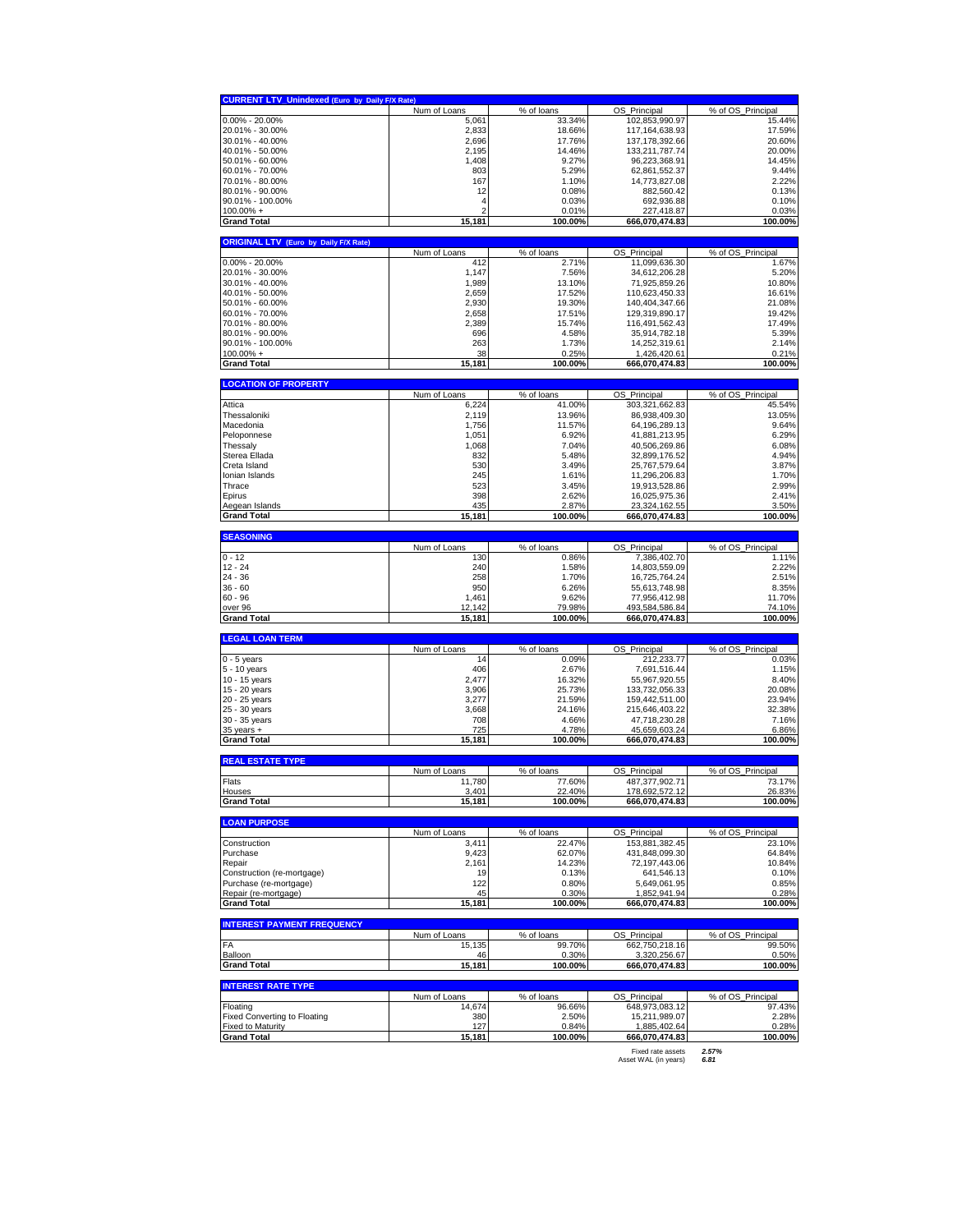| CURRENT LTV_Unindexed (Euro by Daily F/X Rate) | Num of Loans | % of loans | OS_Principal | % of OS_Principal |
|---|---|---|---|---|
| 0.00% - 20.00% | 5,061 | 33.34% | 102,853,990.97 | 15.44% |
| 20.01% - 30.00% | 2,833 | 18.66% | 117,164,638.93 | 17.59% |
| 30.01% - 40.00% | 2,696 | 17.76% | 137,178,392.66 | 20.60% |
| 40.01% - 50.00% | 2,195 | 14.46% | 133,211,787.74 | 20.00% |
| 50.01% - 60.00% | 1,408 | 9.27% | 96,223,368.91 | 14.45% |
| 60.01% - 70.00% | 803 | 5.29% | 62,861,552.37 | 9.44% |
| 70.01% - 80.00% | 167 | 1.10% | 14,773,827.08 | 2.22% |
| 80.01% - 90.00% | 12 | 0.08% | 882,560.42 | 0.13% |
| 90.01% - 100.00% | 4 | 0.03% | 692,936.88 | 0.10% |
| 100.00% + | 2 | 0.01% | 227,418.87 | 0.03% |
| **Grand Total** | **15,181** | **100.00%** | **666,070,474.83** | **100.00%** |

| ORIGINAL LTV (Euro by Daily F/X Rate) | Num of Loans | % of loans | OS_Principal | % of OS_Principal |
|---|---|---|---|---|
| 0.00% - 20.00% | 412 | 2.71% | 11,099,636.30 | 1.67% |
| 20.01% - 30.00% | 1,147 | 7.56% | 34,612,206.28 | 5.20% |
| 30.01% - 40.00% | 1,989 | 13.10% | 71,925,859.26 | 10.80% |
| 40.01% - 50.00% | 2,659 | 17.52% | 110,623,450.33 | 16.61% |
| 50.01% - 60.00% | 2,930 | 19.30% | 140,404,347.66 | 21.08% |
| 60.01% - 70.00% | 2,658 | 17.51% | 129,319,890.17 | 19.42% |
| 70.01% - 80.00% | 2,389 | 15.74% | 116,491,562.43 | 17.49% |
| 80.01% - 90.00% | 696 | 4.58% | 35,914,782.18 | 5.39% |
| 90.01% - 100.00% | 263 | 1.73% | 14,252,319.61 | 2.14% |
| 100.00% + | 38 | 0.25% | 1,426,420.61 | 0.21% |
| **Grand Total** | **15,181** | **100.00%** | **666,070,474.83** | **100.00%** |

| LOCATION OF PROPERTY | Num of Loans | % of loans | OS_Principal | % of OS_Principal |
|---|---|---|---|---|
| Attica | 6,224 | 41.00% | 303,321,662.83 | 45.54% |
| Thessaloniki | 2,119 | 13.96% | 86,938,409.30 | 13.05% |
| Macedonia | 1,756 | 11.57% | 64,196,289.13 | 9.64% |
| Peloponnese | 1,051 | 6.92% | 41,881,213.95 | 6.29% |
| Thessaly | 1,068 | 7.04% | 40,506,269.86 | 6.08% |
| Sterea Ellada | 832 | 5.48% | 32,899,176.52 | 4.94% |
| Creta Island | 530 | 3.49% | 25,767,579.64 | 3.87% |
| Ionian Islands | 245 | 1.61% | 11,296,206.83 | 1.70% |
| Thrace | 523 | 3.45% | 19,913,528.86 | 2.99% |
| Epirus | 398 | 2.62% | 16,025,975.36 | 2.41% |
| Aegean Islands | 435 | 2.87% | 23,324,162.55 | 3.50% |
| **Grand Total** | **15,181** | **100.00%** | **666,070,474.83** | **100.00%** |

| SEASONING | Num of Loans | % of loans | OS_Principal | % of OS_Principal |
|---|---|---|---|---|
| 0 - 12 | 130 | 0.86% | 7,386,402.70 | 1.11% |
| 12 - 24 | 240 | 1.58% | 14,803,559.09 | 2.22% |
| 24 - 36 | 258 | 1.70% | 16,725,764.24 | 2.51% |
| 36 - 60 | 950 | 6.26% | 55,613,748.98 | 8.35% |
| 60 - 96 | 1,461 | 9.62% | 77,956,412.98 | 11.70% |
| over 96 | 12,142 | 79.98% | 493,584,586.84 | 74.10% |
| **Grand Total** | **15,181** | **100.00%** | **666,070,474.83** | **100.00%** |

| LEGAL LOAN TERM | Num of Loans | % of loans | OS_Principal | % of OS_Principal |
|---|---|---|---|---|
| 0 - 5 years | 14 | 0.09% | 212,233.77 | 0.03% |
| 5 - 10 years | 406 | 2.67% | 7,691,516.44 | 1.15% |
| 10 - 15 years | 2,477 | 16.32% | 55,967,920.55 | 8.40% |
| 15 - 20 years | 3,906 | 25.73% | 133,732,056.33 | 20.08% |
| 20 - 25 years | 3,277 | 21.59% | 159,442,511.00 | 23.94% |
| 25 - 30 years | 3,668 | 24.16% | 215,646,403.22 | 32.38% |
| 30 - 35 years | 708 | 4.66% | 47,718,230.28 | 7.16% |
| 35 years + | 725 | 4.78% | 45,659,603.24 | 6.86% |
| **Grand Total** | **15,181** | **100.00%** | **666,070,474.83** | **100.00%** |

| REAL ESTATE TYPE | Num of Loans | % of loans | OS_Principal | % of OS_Principal |
|---|---|---|---|---|
| Flats | 11,780 | 77.60% | 487,377,902.71 | 73.17% |
| Houses | 3,401 | 22.40% | 178,692,572.12 | 26.83% |
| **Grand Total** | **15,181** | **100.00%** | **666,070,474.83** | **100.00%** |

| LOAN PURPOSE | Num of Loans | % of loans | OS_Principal | % of OS_Principal |
|---|---|---|---|---|
| Construction | 3,411 | 22.47% | 153,881,382.45 | 23.10% |
| Purchase | 9,423 | 62.07% | 431,848,099.30 | 64.84% |
| Repair | 2,161 | 14.23% | 72,197,443.06 | 10.84% |
| Construction (re-mortgage) | 19 | 0.13% | 641,546.13 | 0.10% |
| Purchase (re-mortgage) | 122 | 0.80% | 5,649,061.95 | 0.85% |
| Repair (re-mortgage) | 45 | 0.30% | 1,852,941.94 | 0.28% |
| **Grand Total** | **15,181** | **100.00%** | **666,070,474.83** | **100.00%** |

| INTEREST PAYMENT FREQUENCY | Num of Loans | % of loans | OS_Principal | % of OS_Principal |
|---|---|---|---|---|
| FA | 15,135 | 99.70% | 662,750,218.16 | 99.50% |
| Balloon | 46 | 0.30% | 3,320,256.67 | 0.50% |
| **Grand Total** | **15,181** | **100.00%** | **666,070,474.83** | **100.00%** |

| INTEREST RATE TYPE | Num of Loans | % of loans | OS_Principal | % of OS_Principal |
|---|---|---|---|---|
| Floating | 14,674 | 96.66% | 648,973,083.12 | 97.43% |
| Fixed Converting to Floating | 380 | 2.50% | 15,211,989.07 | 2.28% |
| Fixed to Maturity | 127 | 0.84% | 1,885,402.64 | 0.28% |
| **Grand Total** | **15,181** | **100.00%** | **666,070,474.83** | **100.00%** |

Fixed rate assets *2.57%*

Asset WAL (in years) *6.81*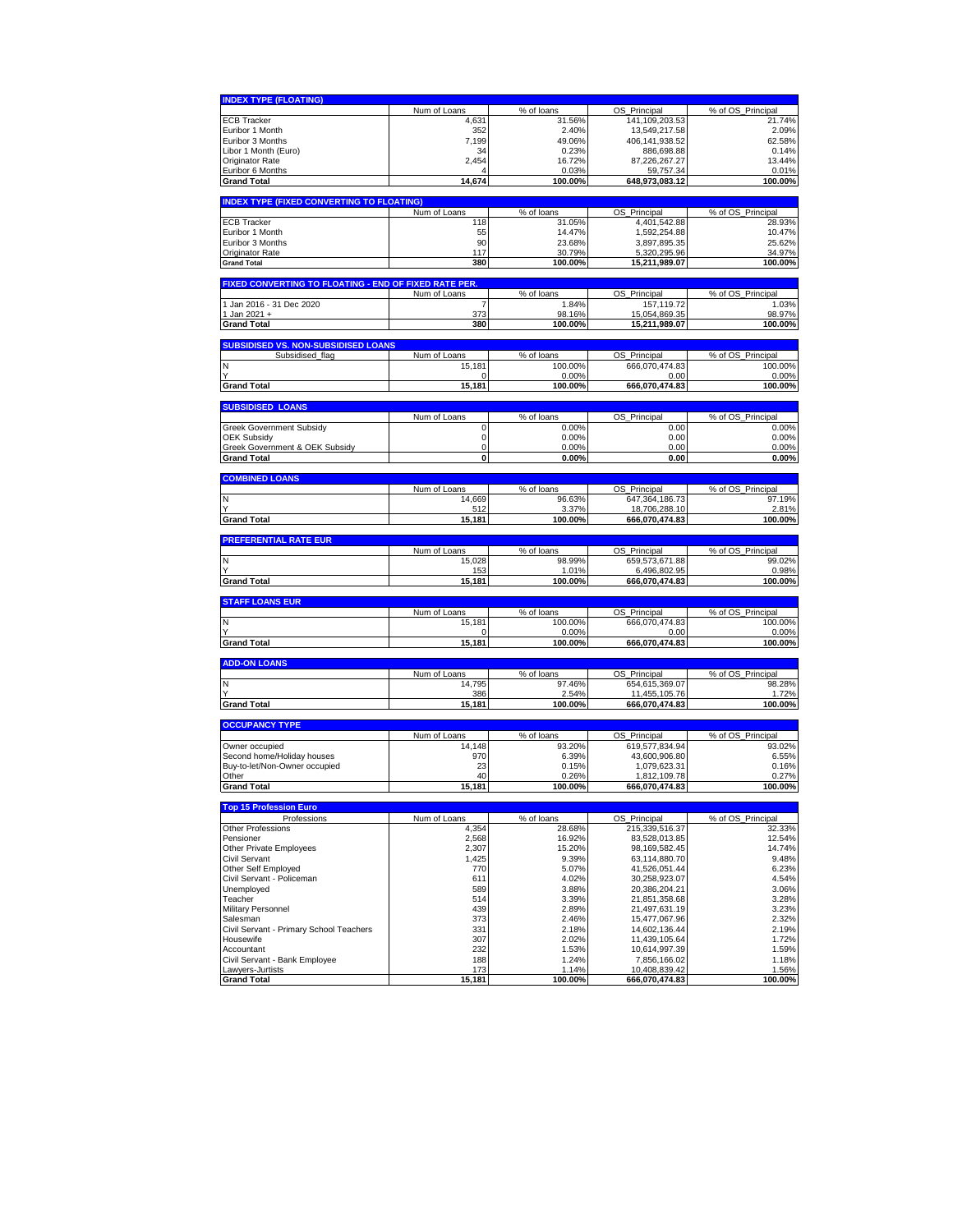| INDEX TYPE (FLOATING) | Num of Loans | % of loans | OS_Principal | % of OS_Principal |
|---|---|---|---|---|
| ECB Tracker | 4,631 | 31.56% | 141,109,203.53 | 21.74% |
| Euribor 1 Month | 352 | 2.40% | 13,549,217.58 | 2.09% |
| Euribor 3 Months | 7,199 | 49.06% | 406,141,938.52 | 62.58% |
| Libor 1 Month (Euro) | 34 | 0.23% | 886,698.88 | 0.14% |
| Originator Rate | 2,454 | 16.72% | 87,226,267.27 | 13.44% |
| Euribor 6 Months | 4 | 0.03% | 59,757.34 | 0.01% |
| **Grand Total** | **14,674** | **100.00%** | **648,973,083.12** | **100.00%** |

| INDEX TYPE (FIXED CONVERTING TO FLOATING) | Num of Loans | % of loans | OS_Principal | % of OS_Principal |
|---|---|---|---|---|
| ECB Tracker | 118 | 31.05% | 4,401,542.88 | 28.93% |
| Euribor 1 Month | 55 | 14.47% | 1,592,254.88 | 10.47% |
| Euribor 3 Months | 90 | 23.68% | 3,897,895.35 | 25.62% |
| Originator Rate | 117 | 30.79% | 5,320,295.96 | 34.97% |
| **Grand Total** | **380** | **100.00%** | **15,211,989.07** | **100.00%** |

| FIXED CONVERTING TO FLOATING - END OF FIXED RATE PER. | Num of Loans | % of loans | OS_Principal | % of OS_Principal |
|---|---|---|---|---|
| 1 Jan 2016 - 31 Dec 2020 | 7 | 1.84% | 157,119.72 | 1.03% |
| 1 Jan 2021 + | 373 | 98.16% | 15,054,869.35 | 98.97% |
| **Grand Total** | **380** | **100.00%** | **15,211,989.07** | **100.00%** |

| SUBSIDISED VS. NON-SUBSIDISED LOANS | | | | |
|---|---|---|---|---|
| Subsidised_flag | Num of Loans | % of loans | OS_Principal | % of OS_Principal |
| N | 15,181 | 100.00% | 666,070,474.83 | 100.00% |
| Y | 0 | 0.00% | 0.00 | 0.00% |
| **Grand Total** | **15,181** | **100.00%** | **666,070,474.83** | **100.00%** |

| SUBSIDISED LOANS | Num of Loans | % of loans | OS_Principal | % of OS_Principal |
|---|---|---|---|---|
| Greek Government Subsidy | 0 | 0.00% | 0.00 | 0.00% |
| OEK Subsidy | 0 | 0.00% | 0.00 | 0.00% |
| Greek Government & OEK Subsidy | 0 | 0.00% | 0.00 | 0.00% |
| **Grand Total** | **0** | **0.00%** | **0.00** | **0.00%** |

| COMBINED LOANS | Num of Loans | % of loans | OS_Principal | % of OS_Principal |
|---|---|---|---|---|
| N | 14,669 | 96.63% | 647,364,186.73 | 97.19% |
| Y | 512 | 3.37% | 18,706,288.10 | 2.81% |
| **Grand Total** | **15,181** | **100.00%** | **666,070,474.83** | **100.00%** |

| PREFERENTIAL RATE EUR | Num of Loans | % of loans | OS_Principal | % of OS_Principal |
|---|---|---|---|---|
| N | 15,028 | 98.99% | 659,573,671.88 | 99.02% |
| Y | 153 | 1.01% | 6,496,802.95 | 0.98% |
| **Grand Total** | **15,181** | **100.00%** | **666,070,474.83** | **100.00%** |

| STAFF LOANS EUR | Num of Loans | % of loans | OS_Principal | % of OS_Principal |
|---|---|---|---|---|
| N | 15,181 | 100.00% | 666,070,474.83 | 100.00% |
| Y | 0 | 0.00% | 0.00 | 0.00% |
| **Grand Total** | **15,181** | **100.00%** | **666,070,474.83** | **100.00%** |

| ADD-ON LOANS | Num of Loans | % of loans | OS_Principal | % of OS_Principal |
|---|---|---|---|---|
| N | 14,795 | 97.46% | 654,615,369.07 | 98.28% |
| Y | 386 | 2.54% | 11,455,105.76 | 1.72% |
| **Grand Total** | **15,181** | **100.00%** | **666,070,474.83** | **100.00%** |

| OCCUPANCY TYPE | Num of Loans | % of loans | OS_Principal | % of OS_Principal |
|---|---|---|---|---|
| Owner occupied | 14,148 | 93.20% | 619,577,834.94 | 93.02% |
| Second home/Holiday houses | 970 | 6.39% | 43,600,906.80 | 6.55% |
| Buy-to-let/Non-Owner occupied | 23 | 0.15% | 1,079,623.31 | 0.16% |
| Other | 40 | 0.26% | 1,812,109.78 | 0.27% |
| **Grand Total** | **15,181** | **100.00%** | **666,070,474.83** | **100.00%** |

| Top 15 Profession Euro | | | | |
|---|---|---|---|---|
| Professions | Num of Loans | % of loans | OS_Principal | % of OS_Principal |
| Other Professions | 4,354 | 28.68% | 215,339,516.37 | 32.33% |
| Pensioner | 2,568 | 16.92% | 83,528,013.85 | 12.54% |
| Other Private Employees | 2,307 | 15.20% | 98,169,582.45 | 14.74% |
| Civil Servant | 1,425 | 9.39% | 63,114,880.70 | 9.48% |
| Other Self Employed | 770 | 5.07% | 41,526,051.44 | 6.23% |
| Civil Servant - Policeman | 611 | 4.02% | 30,258,923.07 | 4.54% |
| Unemployed | 589 | 3.88% | 20,386,204.21 | 3.06% |
| Teacher | 514 | 3.39% | 21,851,358.68 | 3.28% |
| Military Personnel | 439 | 2.89% | 21,497,631.19 | 3.23% |
| Salesman | 373 | 2.46% | 15,477,067.96 | 2.32% |
| Civil Servant - Primary School Teachers | 331 | 2.18% | 14,602,136.44 | 2.19% |
| Housewife | 307 | 2.02% | 11,439,105.64 | 1.72% |
| Accountant | 232 | 1.53% | 10,614,997.39 | 1.59% |
| Civil Servant - Bank Employee | 188 | 1.24% | 7,856,166.02 | 1.18% |
| Lawyers-Jurtists | 173 | 1.14% | 10,408,839.42 | 1.56% |
| **Grand Total** | **15,181** | **100.00%** | **666,070,474.83** | **100.00%** |